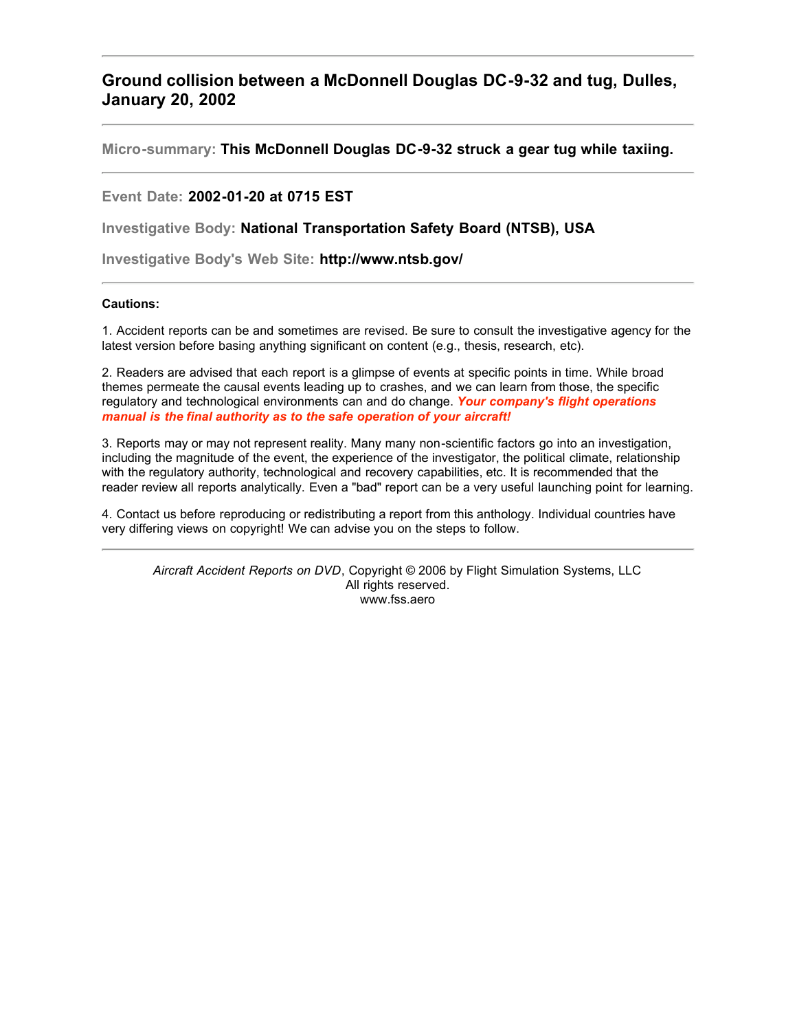## Ground collision between a McDonnell Douglas DC-9-32 and tug, Dulles, January 20, 2002

---

**Micro-summary:** **This McDonnell Douglas DC-9-32 struck a gear tug while taxiing.**

---

**Event Date:** **2002-01-20 at 0715 EST**

**Investigative Body:** **National Transportation Safety Board (NTSB), USA**

**Investigative Body's Web Site:** **http://www.ntsb.gov/**

---

**Cautions:**

1. Accident reports can be and sometimes are revised. Be sure to consult the investigative agency for the latest version before basing anything significant on content (e.g., thesis, research, etc).

2. Readers are advised that each report is a glimpse of events at specific points in time. While broad themes permeate the causal events leading up to crashes, and we can learn from those, the specific regulatory and technological environments can and do change. ***Your company's flight operations manual is the final authority as to the safe operation of your aircraft!***

3. Reports may or may not represent reality. Many many non-scientific factors go into an investigation, including the magnitude of the event, the experience of the investigator, the political climate, relationship with the regulatory authority, technological and recovery capabilities, etc. It is recommended that the reader review all reports analytically. Even a "bad" report can be a very useful launching point for learning.

4. Contact us before reproducing or redistributing a report from this anthology. Individual countries have very differing views on copyright! We can advise you on the steps to follow.

---

*Aircraft Accident Reports on DVD*, Copyright © 2006 by Flight Simulation Systems, LLC
All rights reserved.
www.fss.aero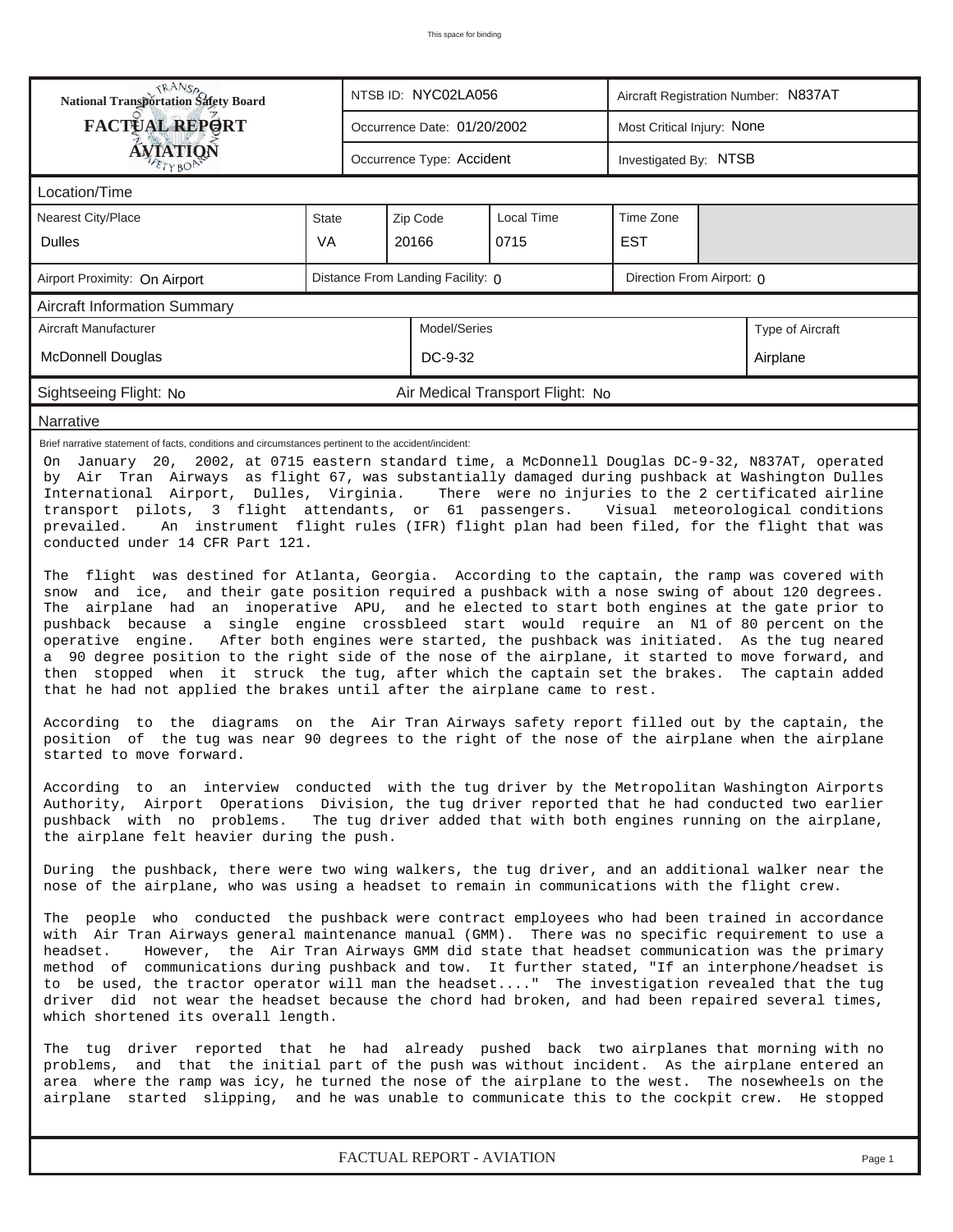This space for binding

| National Transportation Safety Board<br>**FACTUAL REPORT**<br>**AVIATION** | NTSB ID: NYC02LA056 | Aircraft Registration Number: N837AT |
|---|---|---|
| | Occurrence Date: 01/20/2002 | Most Critical Injury: None |
| | Occurrence Type: Accident | Investigated By: NTSB |

## Location/Time

| Nearest City/Place | State | Zip Code | Local Time | Time Zone |
|---|---|---|---|---|
| Dulles | VA | 20166 | 0715 | EST |

| Airport Proximity: On Airport | Distance From Landing Facility: 0 | Direction From Airport: 0 |
|---|---|---|

## Aircraft Information Summary

| Aircraft Manufacturer | Model/Series | Type of Aircraft |
|---|---|---|
| McDonnell Douglas | DC-9-32 | Airplane |

| Sightseeing Flight: No | Air Medical Transport Flight: No |
|---|---|

## Narrative

Brief narrative statement of facts, conditions and circumstances pertinent to the accident/incident:

On January 20, 2002, at 0715 eastern standard time, a McDonnell Douglas DC-9-32, N837AT, operated by Air Tran Airways as flight 67, was substantially damaged during pushback at Washington Dulles International Airport, Dulles, Virginia. There were no injuries to the 2 certificated airline transport pilots, 3 flight attendants, or 61 passengers. Visual meteorological conditions prevailed. An instrument flight rules (IFR) flight plan had been filed, for the flight that was conducted under 14 CFR Part 121.

The flight was destined for Atlanta, Georgia. According to the captain, the ramp was covered with snow and ice, and their gate position required a pushback with a nose swing of about 120 degrees. The airplane had an inoperative APU, and he elected to start both engines at the gate prior to pushback because a single engine crossbleed start would require an N1 of 80 percent on the operative engine. After both engines were started, the pushback was initiated. As the tug neared a 90 degree position to the right side of the nose of the airplane, it started to move forward, and then stopped when it struck the tug, after which the captain set the brakes. The captain added that he had not applied the brakes until after the airplane came to rest.

According to the diagrams on the Air Tran Airways safety report filled out by the captain, the position of the tug was near 90 degrees to the right of the nose of the airplane when the airplane started to move forward.

According to an interview conducted with the tug driver by the Metropolitan Washington Airports Authority, Airport Operations Division, the tug driver reported that he had conducted two earlier pushback with no problems. The tug driver added that with both engines running on the airplane, the airplane felt heavier during the push.

During the pushback, there were two wing walkers, the tug driver, and an additional walker near the nose of the airplane, who was using a headset to remain in communications with the flight crew.

The people who conducted the pushback were contract employees who had been trained in accordance with Air Tran Airways general maintenance manual (GMM). There was no specific requirement to use a headset. However, the Air Tran Airways GMM did state that headset communication was the primary method of communications during pushback and tow. It further stated, "If an interphone/headset is to be used, the tractor operator will man the headset...." The investigation revealed that the tug driver did not wear the headset because the chord had broken, and had been repaired several times, which shortened its overall length.

The tug driver reported that he had already pushed back two airplanes that morning with no problems, and that the initial part of the push was without incident. As the airplane entered an area where the ramp was icy, he turned the nose of the airplane to the west. The nosewheels on the airplane started slipping, and he was unable to communicate this to the cockpit crew. He stopped

FACTUAL REPORT - AVIATION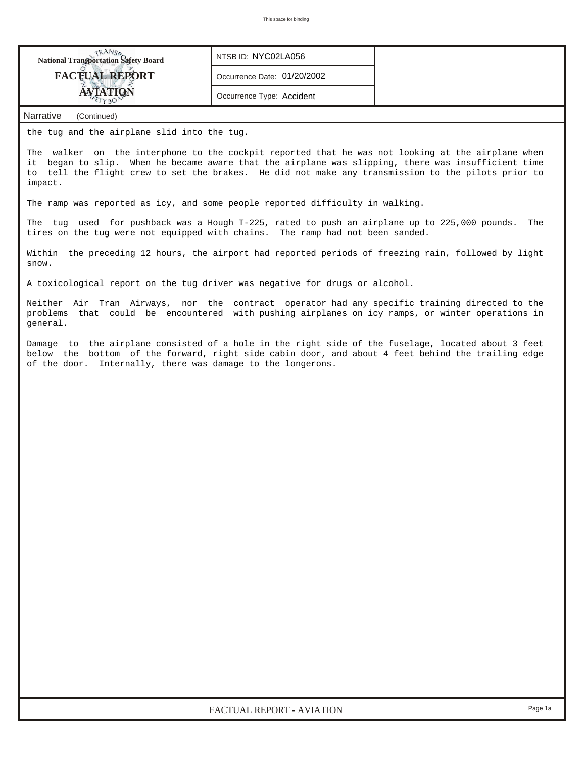| National Transportation Safety Board FACTUAL REPORT AVIATION | NTSB ID: NYC02LA056 | |
| --- | --- | --- |
| | Occurrence Date: 01/20/2002 | |
| | Occurrence Type: Accident | |

**Narrative** (Continued)

the tug and the airplane slid into the tug.

The walker on the interphone to the cockpit reported that he was not looking at the airplane when it began to slip. When he became aware that the airplane was slipping, there was insufficient time to tell the flight crew to set the brakes. He did not make any transmission to the pilots prior to impact.

The ramp was reported as icy, and some people reported difficulty in walking.

The tug used for pushback was a Hough T-225, rated to push an airplane up to 225,000 pounds. The tires on the tug were not equipped with chains. The ramp had not been sanded.

Within the preceding 12 hours, the airport had reported periods of freezing rain, followed by light snow.

A toxicological report on the tug driver was negative for drugs or alcohol.

Neither Air Tran Airways, nor the contract operator had any specific training directed to the problems that could be encountered with pushing airplanes on icy ramps, or winter operations in general.

Damage to the airplane consisted of a hole in the right side of the fuselage, located about 3 feet below the bottom of the forward, right side cabin door, and about 4 feet behind the trailing edge of the door. Internally, there was damage to the longerons.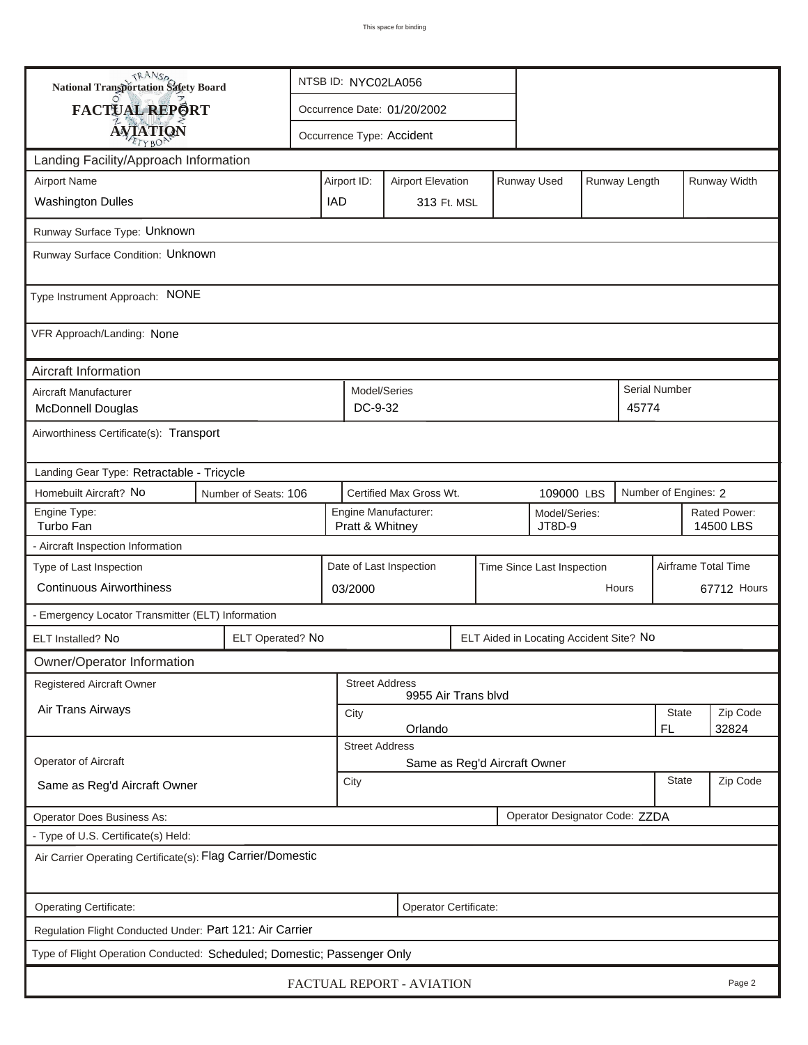This space for binding

**National Transportation Safety Board**
**FACTUAL REPORT**
**AVIATION**

NTSB ID: NYC02LA056

Occurrence Date: 01/20/2002

Occurrence Type: Accident

## Landing Facility/Approach Information

| Airport Name | Airport ID: | Airport Elevation | Runway Used | Runway Length | Runway Width |
|---|---|---|---|---|---|
| Washington Dulles | IAD | 313 Ft. MSL | | | |

Runway Surface Type: Unknown

Runway Surface Condition: Unknown

Type Instrument Approach: NONE

VFR Approach/Landing: None

## Aircraft Information

| Aircraft Manufacturer | Model/Series | Serial Number |
|---|---|---|
| McDonnell Douglas | DC-9-32 | 45774 |

Airworthiness Certificate(s): Transport

Landing Gear Type: Retractable - Tricycle

| Homebuilt Aircraft? No | Number of Seats: 106 | Certified Max Gross Wt. 109000 LBS | Number of Engines: 2 |
|---|---|---|---|

| Engine Type: | Engine Manufacturer: | Model/Series: | Rated Power: |
|---|---|---|---|
| Turbo Fan | Pratt & Whitney | JT8D-9 | 14500 LBS |

- Aircraft Inspection Information

| Type of Last Inspection | Date of Last Inspection | Time Since Last Inspection | Airframe Total Time |
|---|---|---|---|
| Continuous Airworthiness | 03/2000 | Hours | 67712 Hours |

- Emergency Locator Transmitter (ELT) Information

| ELT Installed? No | ELT Operated? No | ELT Aided in Locating Accident Site? No |
|---|---|---|

## Owner/Operator Information

| Registered Aircraft Owner | Street Address | | |
|---|---|---|---|
| Air Trans Airways | 9955 Air Trans blvd | | |
| | City | State | Zip Code |
| | Orlando | FL | 32824 |

| Operator of Aircraft | Street Address | | |
|---|---|---|---|
| Same as Reg'd Aircraft Owner | Same as Reg'd Aircraft Owner | | |
| | City | State | Zip Code |
| | | | |

Operator Does Business As:

Operator Designator Code: ZZDA

- Type of U.S. Certificate(s) Held:

Air Carrier Operating Certificate(s): Flag Carrier/Domestic

Operating Certificate:

Operator Certificate:

Regulation Flight Conducted Under: Part 121: Air Carrier

Type of Flight Operation Conducted: Scheduled; Domestic; Passenger Only

FACTUAL REPORT - AVIATION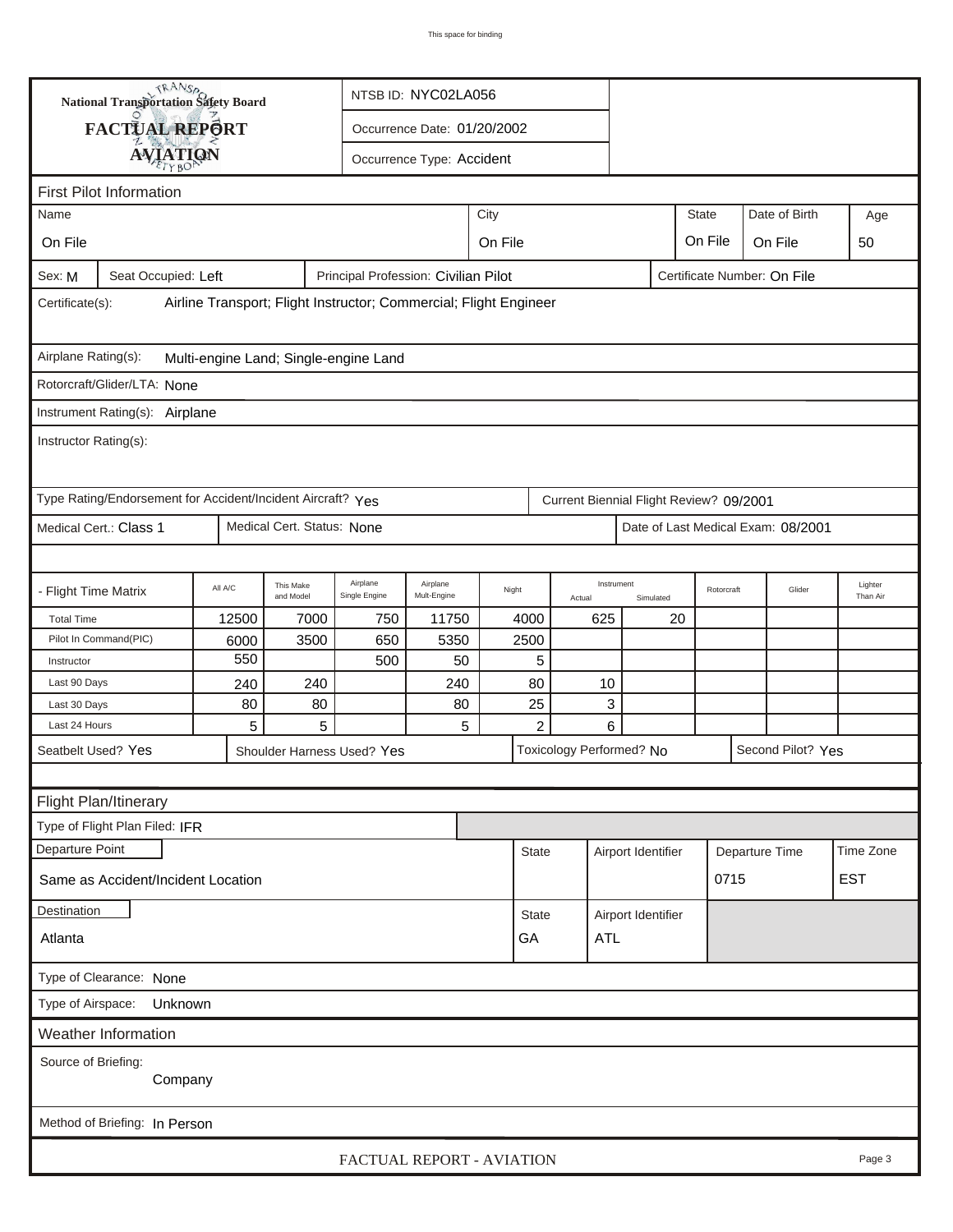This space for binding

**National Transportation Safety Board**

# FACTUAL REPORT
## AVIATION

NTSB ID: NYC02LA056

Occurrence Date: 01/20/2002

Occurrence Type: Accident

### First Pilot Information

| Name | City | State | Date of Birth | Age |
|---|---|---|---|---|
| On File | On File | On File | On File | 50 |

Sex: M | Seat Occupied: Left | Principal Profession: Civilian Pilot | Certificate Number: On File

Certificate(s): Airline Transport; Flight Instructor; Commercial; Flight Engineer

Airplane Rating(s): Multi-engine Land; Single-engine Land

Rotorcraft/Glider/LTA: None

Instrument Rating(s): Airplane

Instructor Rating(s):

Type Rating/Endorsement for Accident/Incident Aircraft? Yes | Current Biennial Flight Review? 09/2001

Medical Cert.: Class 1 | Medical Cert. Status: None | Date of Last Medical Exam: 08/2001

| - Flight Time Matrix | All A/C | This Make and Model | Airplane Single Engine | Airplane Mult-Engine | Night | Instrument Actual | Instrument Simulated | Rotorcraft | Glider | Lighter Than Air |
|---|---|---|---|---|---|---|---|---|---|---|
| Total Time | 12500 | 7000 | 750 | 11750 | 4000 | 625 | 20 | | | |
| Pilot In Command(PIC) | 6000 | 3500 | 650 | 5350 | 2500 | | | | | |
| Instructor | 550 | | 500 | 50 | 5 | | | | | |
| Last 90 Days | 240 | 240 | | 240 | 80 | 10 | | | | |
| Last 30 Days | 80 | 80 | | 80 | 25 | 3 | | | | |
| Last 24 Hours | 5 | 5 | | 5 | 2 | 6 | | | | |

Seatbelt Used? Yes | Shoulder Harness Used? Yes | Toxicology Performed? No | Second Pilot? Yes

### Flight Plan/Itinerary

Type of Flight Plan Filed: IFR

| Departure Point | State | Airport Identifier | Departure Time | Time Zone |
|---|---|---|---|---|
| Same as Accident/Incident Location | | | 0715 | EST |

| Destination | State | Airport Identifier |
|---|---|---|
| Atlanta | GA | ATL |

Type of Clearance: None

Type of Airspace: Unknown

### Weather Information

Source of Briefing: Company

Method of Briefing: In Person

FACTUAL REPORT - AVIATION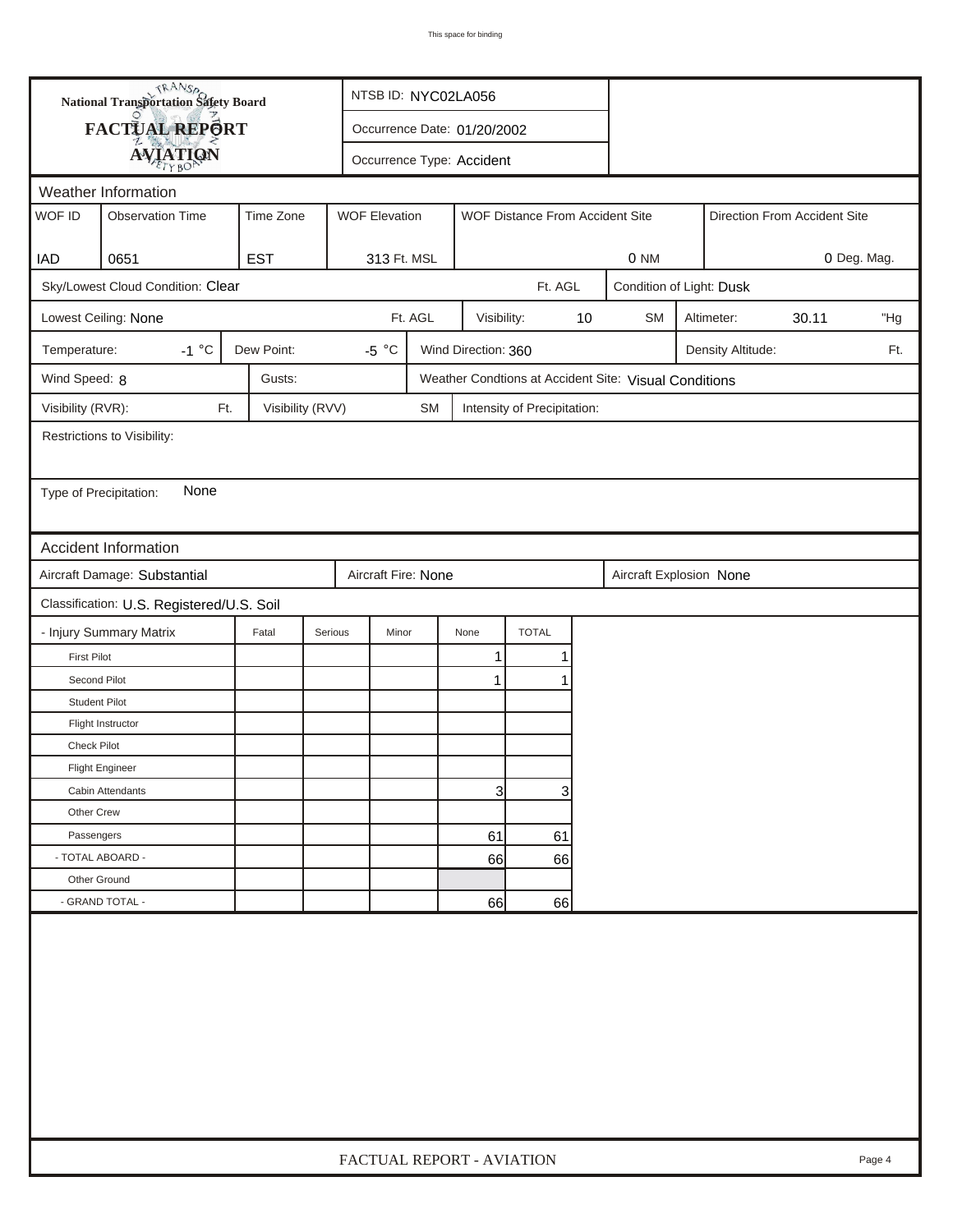# National Transportation Safety Board

## FACTUAL REPORT

## AVIATION

NTSB ID: NYC02LA056

Occurrence Date: 01/20/2002

Occurrence Type: Accident

## Weather Information

| WOF ID | Observation Time | Time Zone | WOF Elevation | WOF Distance From Accident Site | Direction From Accident Site |
|---|---|---|---|---|---|
| IAD | 0651 | EST | 313 Ft. MSL | 0 NM | 0 Deg. Mag. |

Sky/Lowest Cloud Condition: Clear  Ft. AGL

Condition of Light: Dusk

Lowest Ceiling: None  Ft. AGL

Visibility: 10 SM

Altimeter: 30.11 "Hg

Temperature: -1 °C

Dew Point: -5 °C

Wind Direction: 360

Density Altitude:  Ft.

Wind Speed: 8

Gusts:

Weather Condtions at Accident Site: Visual Conditions

Visibility (RVR):  Ft.

Visibility (RVV):  SM

Intensity of Precipitation:

Restrictions to Visibility:

Type of Precipitation: None

## Accident Information

Aircraft Damage: Substantial

Aircraft Fire: None

Aircraft Explosion None

Classification: U.S. Registered/U.S. Soil

| - Injury Summary Matrix | Fatal | Serious | Minor | None | TOTAL |
|---|---|---|---|---|---|
| First Pilot | | | | 1 | 1 |
| Second Pilot | | | | 1 | 1 |
| Student Pilot | | | | | |
| Flight Instructor | | | | | |
| Check Pilot | | | | | |
| Flight Engineer | | | | | |
| Cabin Attendants | | | | 3 | 3 |
| Other Crew | | | | | |
| Passengers | | | | 61 | 61 |
| - TOTAL ABOARD - | | | | 66 | 66 |
| Other Ground | | | | | |
| - GRAND TOTAL - | | | | 66 | 66 |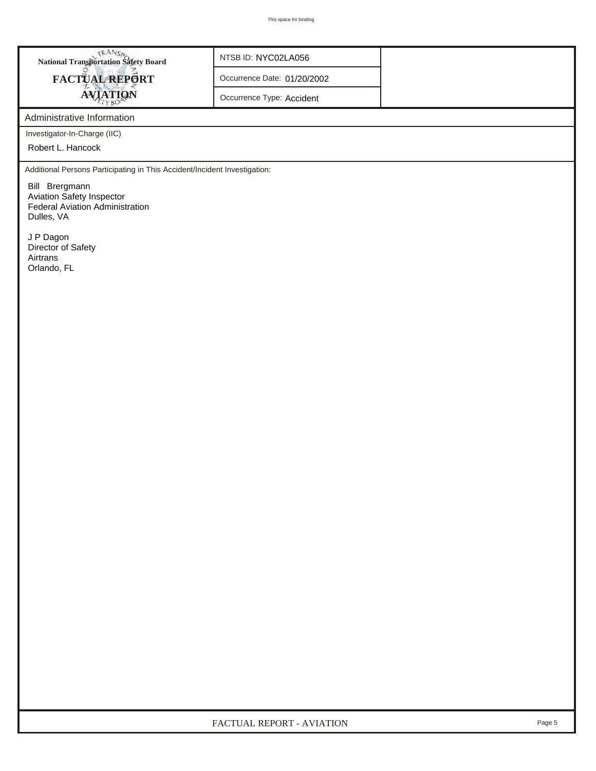**National Transportation Safety Board**

**FACTUAL REPORT**

**AVIATION**

| | |
|---|---|
| NTSB ID: NYC02LA056 | |
| Occurrence Date: 01/20/2002 | |
| Occurrence Type: Accident | |

## Administrative Information

Investigator-In-Charge (IIC)

Robert L. Hancock

Additional Persons Participating in This Accident/Incident Investigation:

Bill  Brergmann
Aviation Safety Inspector
Federal Aviation Administration
Dulles, VA

J P Dagon
Director of Safety
Airtrans
Orlando, FL